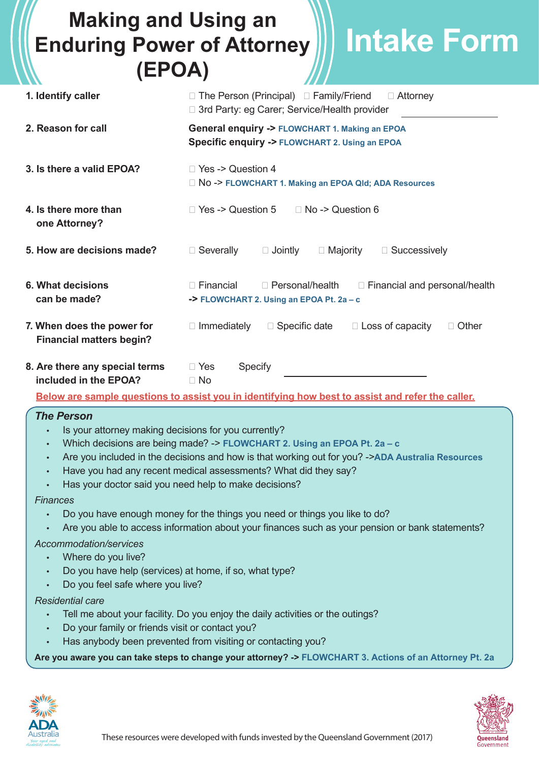# Making and Using an Enduring Power of Attorney (EPOA)

# Intake Form

**1. Identify caller**

☐ The Person (Principal) ☐ Family/Friend ☐ Attorney
☐ 3rd Party: eg Carer; Service/Health provider ____________

**2. Reason for call**

**General enquiry ->** FLOWCHART 1. Making an EPOA
**Specific enquiry ->** FLOWCHART 2. Using an EPOA

**3. Is there a valid EPOA?**

☐ Yes -> Question 4
☐ No -> FLOWCHART 1. Making an EPOA Qld; ADA Resources

**4. Is there more than one Attorney?**

☐ Yes -> Question 5 ☐ No -> Question 6

**5. How are decisions made?**

☐ Severally ☐ Jointly ☐ Majority ☐ Successively

**6. What decisions can be made?**

☐ Financial ☐ Personal/health ☐ Financial and personal/health
-> FLOWCHART 2. Using an EPOA Pt. 2a – c

**7. When does the power for Financial matters begin?**

☐ Immediately ☐ Specific date ☐ Loss of capacity ☐ Other

**8. Are there any special terms included in the EPOA?**

☐ Yes Specify ____________
☐ No

Below are sample questions to assist you in identifying how best to assist and refer the caller.

### *The Person*

- Is your attorney making decisions for you currently?
- Which decisions are being made? -> FLOWCHART 2. Using an EPOA Pt. 2a – c
- Are you included in the decisions and how is that working out for you? ->ADA Australia Resources
- Have you had any recent medical assessments? What did they say?
- Has your doctor said you need help to make decisions?

*Finances*

- Do you have enough money for the things you need or things you like to do?
- Are you able to access information about your finances such as your pension or bank statements?

*Accommodation/services*

- Where do you live?
- Do you have help (services) at home, if so, what type?
- Do you feel safe where you live?

*Residential care*

- Tell me about your facility. Do you enjoy the daily activities or the outings?
- Do your family or friends visit or contact you?
- Has anybody been prevented from visiting or contacting you?

**Are you aware you can take steps to change your attorney? ->** FLOWCHART 3. Actions of an Attorney Pt. 2a

These resources were developed with funds invested by the Queensland Government (2017)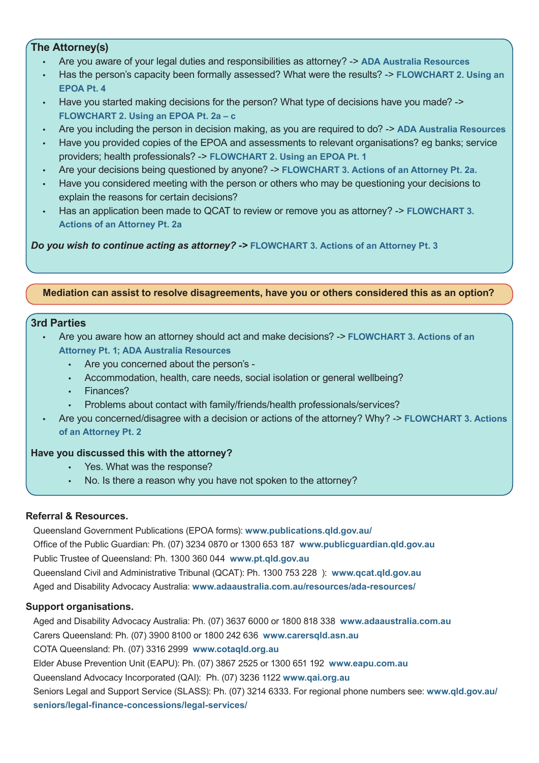## The Attorney(s)

- Are you aware of your legal duties and responsibilities as attorney? -> **ADA Australia Resources**
- Has the person's capacity been formally assessed? What were the results? -> **FLOWCHART 2. Using an EPOA Pt. 4**
- Have you started making decisions for the person? What type of decisions have you made? -> **FLOWCHART 2. Using an EPOA Pt. 2a – c**
- Are you including the person in decision making, as you are required to do? -> **ADA Australia Resources**
- Have you provided copies of the EPOA and assessments to relevant organisations? eg banks; service providers; health professionals? -> **FLOWCHART 2. Using an EPOA Pt. 1**
- Are your decisions being questioned by anyone? -> **FLOWCHART 3. Actions of an Attorney Pt. 2a.**
- Have you considered meeting with the person or others who may be questioning your decisions to explain the reasons for certain decisions?
- Has an application been made to QCAT to review or remove you as attorney? -> **FLOWCHART 3. Actions of an Attorney Pt. 2a**

***Do you wish to continue acting as attorney? ->*** **FLOWCHART 3. Actions of an Attorney Pt. 3**

**Mediation can assist to resolve disagreements, have you or others considered this as an option?**

## 3rd Parties

- Are you aware how an attorney should act and make decisions? -> **FLOWCHART 3. Actions of an Attorney Pt. 1; ADA Australia Resources**
  - Are you concerned about the person's -
  - Accommodation, health, care needs, social isolation or general wellbeing?
  - Finances?
  - Problems about contact with family/friends/health professionals/services?
- Are you concerned/disagree with a decision or actions of the attorney? Why? -> **FLOWCHART 3. Actions of an Attorney Pt. 2**

**Have you discussed this with the attorney?**

- Yes. What was the response?
- No. Is there a reason why you have not spoken to the attorney?

### Referral & Resources.

Queensland Government Publications (EPOA forms): **www.publications.qld.gov.au/**
Office of the Public Guardian: Ph. (07) 3234 0870 or 1300 653 187 **www.publicguardian.qld.gov.au**
Public Trustee of Queensland: Ph. 1300 360 044 **www.pt.qld.gov.au**
Queensland Civil and Administrative Tribunal (QCAT): Ph. 1300 753 228 ): **www.qcat.qld.gov.au**
Aged and Disability Advocacy Australia: **www.adaaustralia.com.au/resources/ada-resources/**

### Support organisations.

Aged and Disability Advocacy Australia: Ph. (07) 3637 6000 or 1800 818 338 **www.adaaustralia.com.au**
Carers Queensland: Ph. (07) 3900 8100 or 1800 242 636 **www.carersqld.asn.au**
COTA Queensland: Ph. (07) 3316 2999 **www.cotaqld.org.au**
Elder Abuse Prevention Unit (EAPU): Ph. (07) 3867 2525 or 1300 651 192 **www.eapu.com.au**
Queensland Advocacy Incorporated (QAI): Ph. (07) 3236 1122 **www.qai.org.au**
Seniors Legal and Support Service (SLASS): Ph. (07) 3214 6333. For regional phone numbers see: **www.qld.gov.au/seniors/legal-finance-concessions/legal-services/**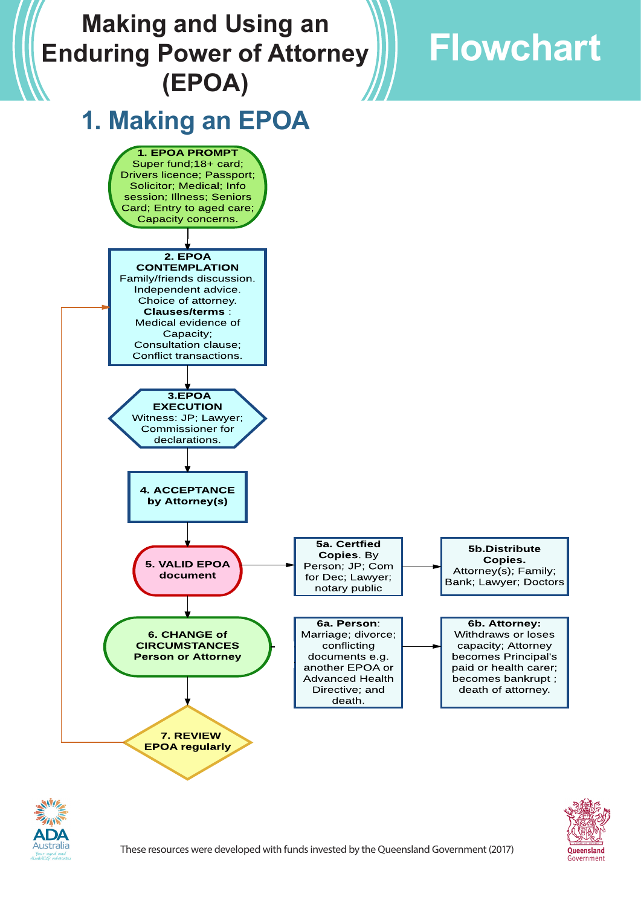# Making and Using an Enduring Power of Attorney (EPOA)

# Flowchart

## 1. Making an EPOA

**1. EPOA PROMPT**
Super fund;18+ card; Drivers licence; Passport; Solicitor; Medical; Info session; Illness; Seniors Card; Entry to aged care; Capacity concerns.

**2. EPOA CONTEMPLATION**
Family/friends discussion. Independent advice. Choice of attorney. **Clauses/terms** : Medical evidence of Capacity; Consultation clause; Conflict transactions.

**3.EPOA EXECUTION**
Witness: JP; Lawyer; Commissioner for declarations.

**4. ACCEPTANCE by Attorney(s)**

**5. VALID EPOA document**

- **5a. Certfied Copies**. By Person; JP; Com for Dec; Lawyer; notary public
- **5b.Distribute Copies.** Attorney(s); Family; Bank; Lawyer; Doctors

**6. CHANGE of CIRCUMSTANCES Person or Attorney**

- **6a. Person**: Marriage; divorce; conflicting documents e.g. another EPOA or Advanced Health Directive; and death.
- **6b. Attorney:** Withdraws or loses capacity; Attorney becomes Principal's paid or health carer; becomes bankrupt ; death of attorney.

**7. REVIEW EPOA regularly** (returns to 2. EPOA CONTEMPLATION)

ADA Australia — Your aged and disability advocates

These resources were developed with funds invested by the Queensland Government (2017)

Queensland Government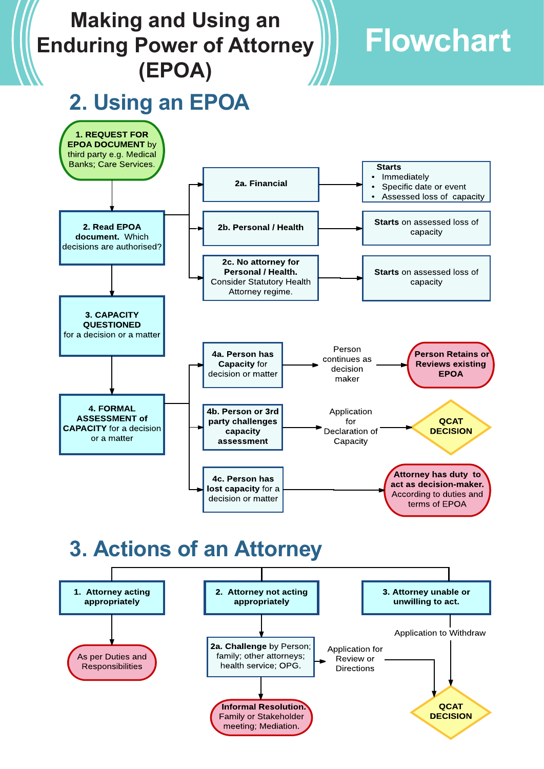# Making and Using an Enduring Power of Attorney (EPOA)

# Flowchart

## 2. Using an EPOA

**1. REQUEST FOR EPOA DOCUMENT** by third party e.g. Medical Banks; Care Services.

**2. Read EPOA document.** Which decisions are authorised?

**2a. Financial**

**Starts**
- Immediately
- Specific date or event
- Assessed loss of capacity

**2b. Personal / Health**

**Starts** on assessed loss of capacity

**2c. No attorney for Personal / Health.** Consider Statutory Health Attorney regime.

**Starts** on assessed loss of capacity

**3. CAPACITY QUESTIONED** for a decision or a matter

**4. FORMAL ASSESSMENT of CAPACITY** for a decision or a matter

**4a. Person has Capacity** for decision or matter

Person continues as decision maker

**Person Retains or Reviews existing EPOA**

**4b. Person or 3rd party challenges capacity assessment**

Application for Declaration of Capacity

**QCAT DECISION**

**4c. Person has lost capacity** for a decision or matter

**Attorney has duty to act as decision-maker.** According to duties and terms of EPOA

## 3. Actions of an Attorney

**1. Attorney acting appropriately**

As per Duties and Responsibilities

**2. Attorney not acting appropriately**

**2a. Challenge** by Person; family; other attorneys; health service; OPG.

**Informal Resolution.** Family or Stakeholder meeting; Mediation.

Application for Review or Directions

**3. Attorney unable or unwilling to act.**

Application to Withdraw

**QCAT DECISION**